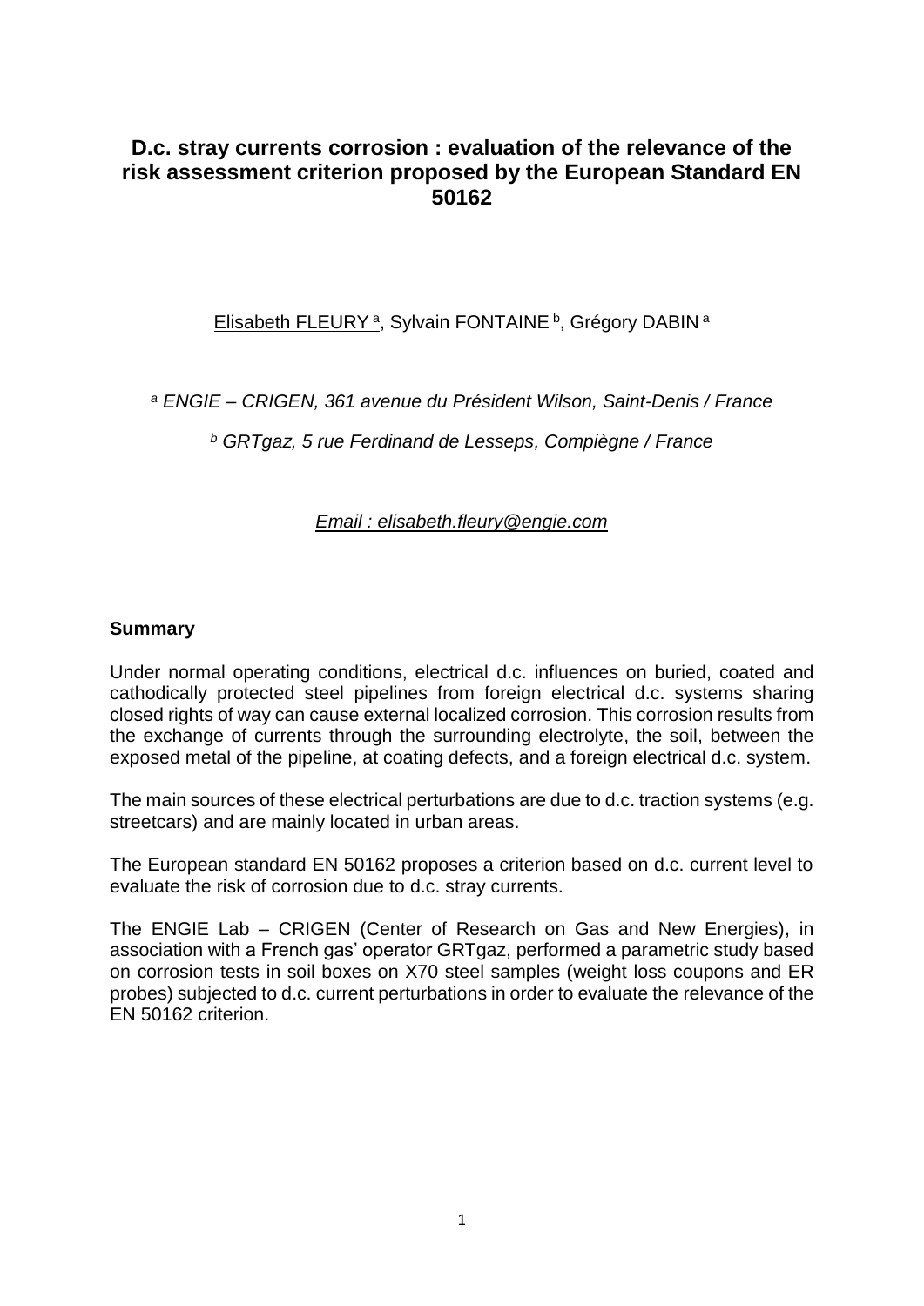# D.c. stray currents corrosion : evaluation of the relevance of the risk assessment criterion proposed by the European Standard EN 50162

Elisabeth FLEURY [a], Sylvain FONTAINE [b], Grégory DABIN [a]

[a] *ENGIE – CRIGEN, 361 avenue du Président Wilson, Saint-Denis / France*

[b] *GRTgaz, 5 rue Ferdinand de Lesseps, Compiègne / France*

*Email : elisabeth.fleury@engie.com*

## Summary

Under normal operating conditions, electrical d.c. influences on buried, coated and cathodically protected steel pipelines from foreign electrical d.c. systems sharing closed rights of way can cause external localized corrosion. This corrosion results from the exchange of currents through the surrounding electrolyte, the soil, between the exposed metal of the pipeline, at coating defects, and a foreign electrical d.c. system.

The main sources of these electrical perturbations are due to d.c. traction systems (e.g. streetcars) and are mainly located in urban areas.

The European standard EN 50162 proposes a criterion based on d.c. current level to evaluate the risk of corrosion due to d.c. stray currents.

The ENGIE Lab – CRIGEN (Center of Research on Gas and New Energies), in association with a French gas' operator GRTgaz, performed a parametric study based on corrosion tests in soil boxes on X70 steel samples (weight loss coupons and ER probes) subjected to d.c. current perturbations in order to evaluate the relevance of the EN 50162 criterion.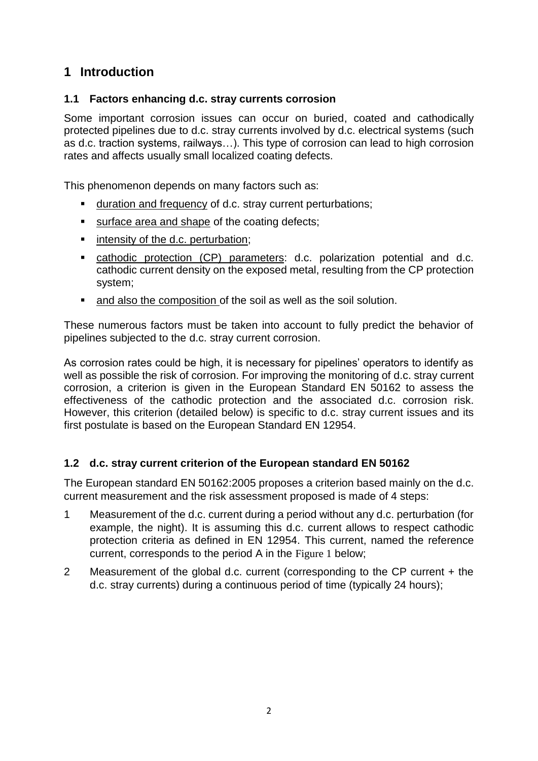# 1 Introduction

## 1.1 Factors enhancing d.c. stray currents corrosion

Some important corrosion issues can occur on buried, coated and cathodically protected pipelines due to d.c. stray currents involved by d.c. electrical systems (such as d.c. traction systems, railways…). This type of corrosion can lead to high corrosion rates and affects usually small localized coating defects.

This phenomenon depends on many factors such as:

- <u>duration and frequency</u> of d.c. stray current perturbations;
- <u>surface area and shape</u> of the coating defects;
- <u>intensity of the d.c. perturbation</u>;
- <u>cathodic protection (CP) parameters</u>: d.c. polarization potential and d.c. cathodic current density on the exposed metal, resulting from the CP protection system;
- <u>and also the composition</u> of the soil as well as the soil solution.

These numerous factors must be taken into account to fully predict the behavior of pipelines subjected to the d.c. stray current corrosion.

As corrosion rates could be high, it is necessary for pipelines' operators to identify as well as possible the risk of corrosion. For improving the monitoring of d.c. stray current corrosion, a criterion is given in the European Standard EN 50162 to assess the effectiveness of the cathodic protection and the associated d.c. corrosion risk. However, this criterion (detailed below) is specific to d.c. stray current issues and its first postulate is based on the European Standard EN 12954.

## 1.2 d.c. stray current criterion of the European standard EN 50162

The European standard EN 50162:2005 proposes a criterion based mainly on the d.c. current measurement and the risk assessment proposed is made of 4 steps:

1. Measurement of the d.c. current during a period without any d.c. perturbation (for example, the night). It is assuming this d.c. current allows to respect cathodic protection criteria as defined in EN 12954. This current, named the reference current, corresponds to the period A in the Figure 1 below;
2. Measurement of the global d.c. current (corresponding to the CP current + the d.c. stray currents) during a continuous period of time (typically 24 hours);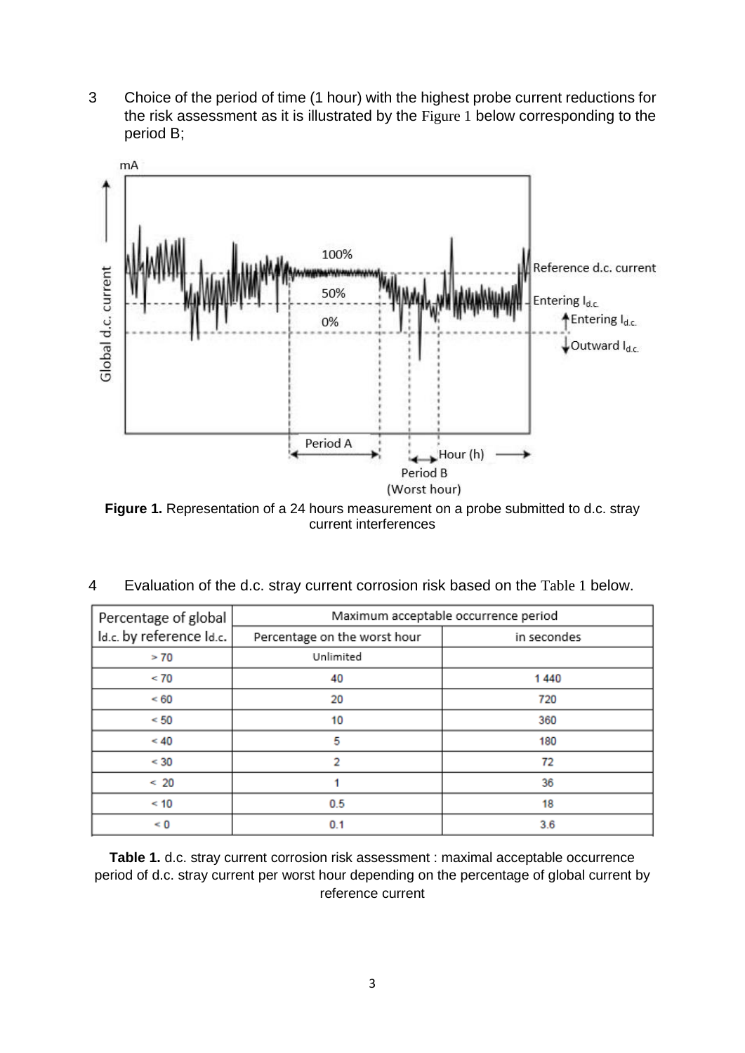3 Choice of the period of time (1 hour) with the highest probe current reductions for the risk assessment as it is illustrated by the Figure 1 below corresponding to the period B;

**Figure 1.** Representation of a 24 hours measurement on a probe submitted to d.c. stray current interferences

4 Evaluation of the d.c. stray current corrosion risk based on the Table 1 below.

| Percentage of global $I_{d.c.}$ by reference $I_{d.c.}$ | Maximum acceptable occurrence period | |
|---|---|---|
| | Percentage on the worst hour | in secondes |
| > 70 | Unlimited | |
| < 70 | 40 | 1 440 |
| < 60 | 20 | 720 |
| < 50 | 10 | 360 |
| < 40 | 5 | 180 |
| < 30 | 2 | 72 |
| < 20 | 1 | 36 |
| < 10 | 0.5 | 18 |
| < 0 | 0.1 | 3.6 |

**Table 1.** d.c. stray current corrosion risk assessment : maximal acceptable occurrence period of d.c. stray current per worst hour depending on the percentage of global current by reference current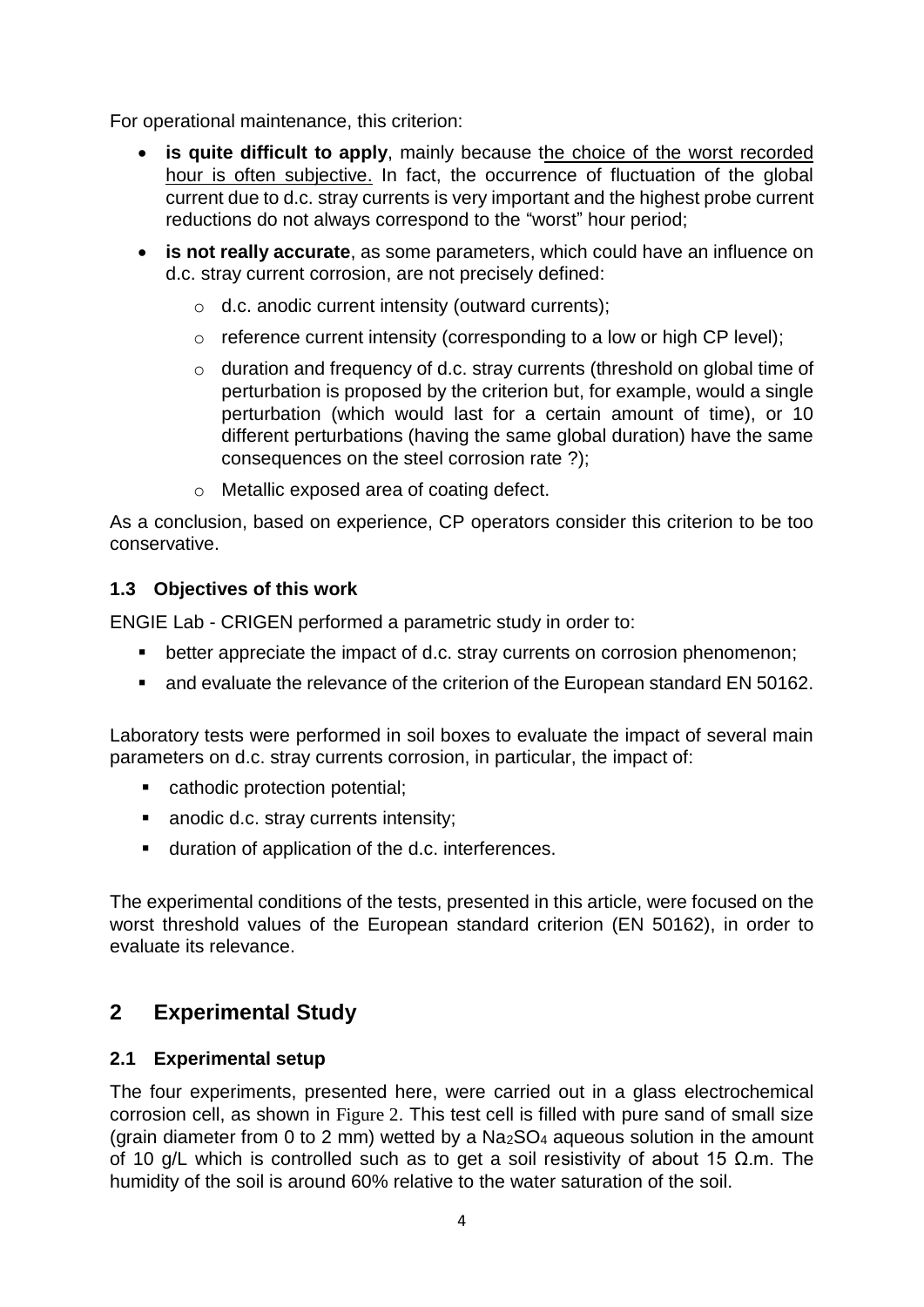For operational maintenance, this criterion:

- **is quite difficult to apply**, mainly because the choice of the worst recorded hour is often subjective. In fact, the occurrence of fluctuation of the global current due to d.c. stray currents is very important and the highest probe current reductions do not always correspond to the "worst" hour period;
- **is not really accurate**, as some parameters, which could have an influence on d.c. stray current corrosion, are not precisely defined:
  - d.c. anodic current intensity (outward currents);
  - reference current intensity (corresponding to a low or high CP level);
  - duration and frequency of d.c. stray currents (threshold on global time of perturbation is proposed by the criterion but, for example, would a single perturbation (which would last for a certain amount of time), or 10 different perturbations (having the same global duration) have the same consequences on the steel corrosion rate ?);
  - Metallic exposed area of coating defect.

As a conclusion, based on experience, CP operators consider this criterion to be too conservative.

### 1.3 Objectives of this work

ENGIE Lab - CRIGEN performed a parametric study in order to:

- better appreciate the impact of d.c. stray currents on corrosion phenomenon;
- and evaluate the relevance of the criterion of the European standard EN 50162.

Laboratory tests were performed in soil boxes to evaluate the impact of several main parameters on d.c. stray currents corrosion, in particular, the impact of:

- cathodic protection potential;
- anodic d.c. stray currents intensity;
- duration of application of the d.c. interferences.

The experimental conditions of the tests, presented in this article, were focused on the worst threshold values of the European standard criterion (EN 50162), in order to evaluate its relevance.

## 2 Experimental Study

### 2.1 Experimental setup

The four experiments, presented here, were carried out in a glass electrochemical corrosion cell, as shown in Figure 2. This test cell is filled with pure sand of small size (grain diameter from 0 to 2 mm) wetted by a $Na_2SO_4$ aqueous solution in the amount of 10 g/L which is controlled such as to get a soil resistivity of about 15 Ω.m. The humidity of the soil is around 60% relative to the water saturation of the soil.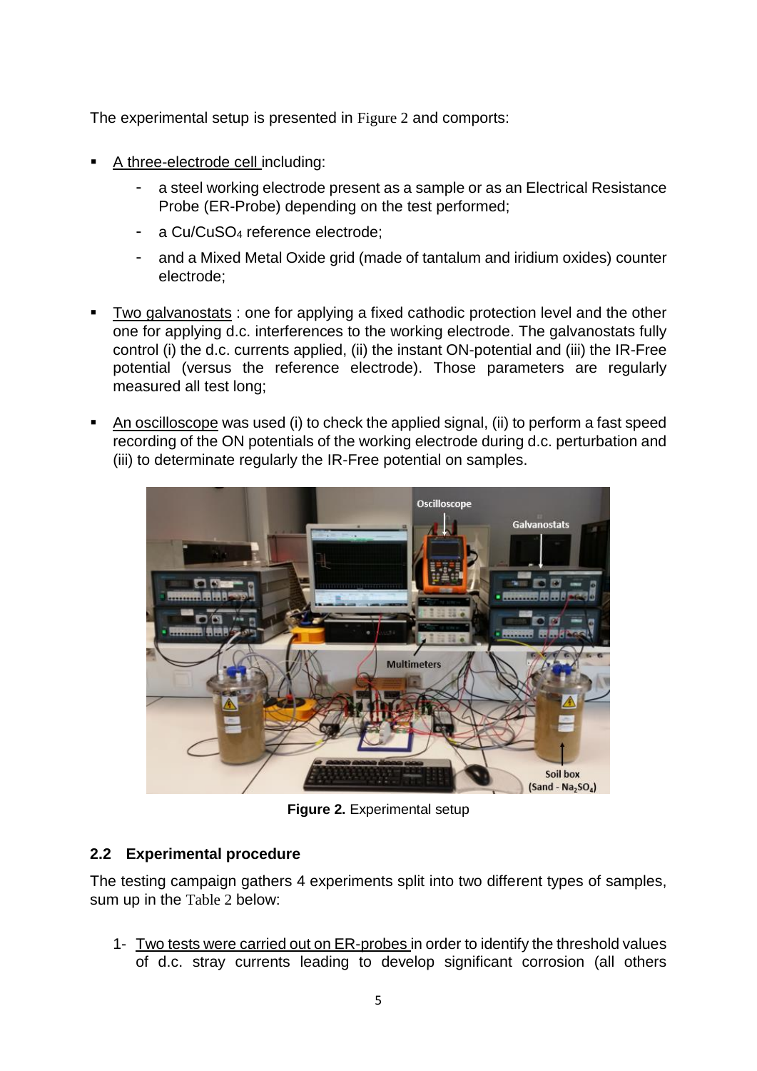The experimental setup is presented in Figure 2 and comports:

- <u>A three-electrode cell</u> including:
  - a steel working electrode present as a sample or as an Electrical Resistance Probe (ER-Probe) depending on the test performed;
  - a $Cu/CuSO_4$ reference electrode;
  - and a Mixed Metal Oxide grid (made of tantalum and iridium oxides) counter electrode;
- <u>Two galvanostats</u> : one for applying a fixed cathodic protection level and the other one for applying d.c. interferences to the working electrode. The galvanostats fully control (i) the d.c. currents applied, (ii) the instant ON-potential and (iii) the IR-Free potential (versus the reference electrode). Those parameters are regularly measured all test long;
- <u>An oscilloscope</u> was used (i) to check the applied signal, (ii) to perform a fast speed recording of the ON potentials of the working electrode during d.c. perturbation and (iii) to determinate regularly the IR-Free potential on samples.

**Figure 2.** Experimental setup

## 2.2 Experimental procedure

The testing campaign gathers 4 experiments split into two different types of samples, sum up in the Table 2 below:

1- <u>Two tests were carried out on ER-probes</u> in order to identify the threshold values of d.c. stray currents leading to develop significant corrosion (all others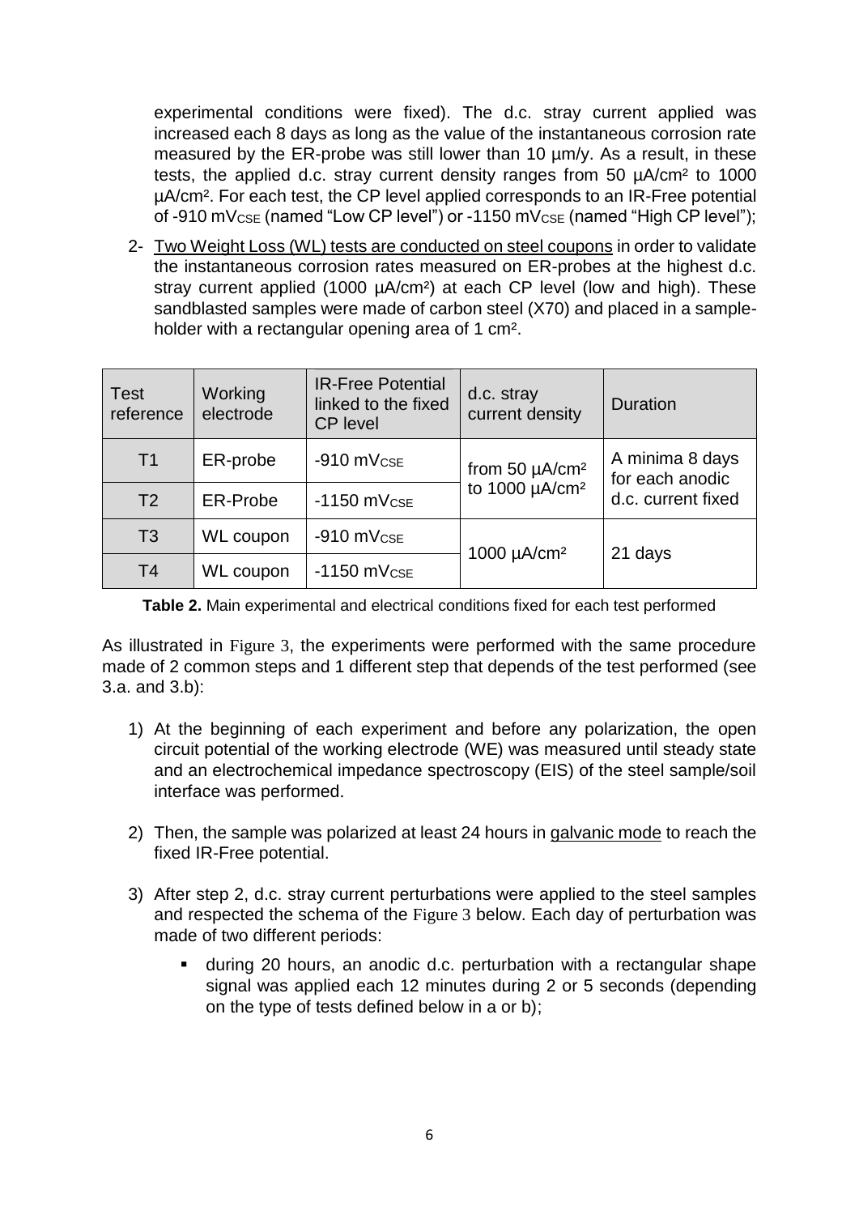experimental conditions were fixed). The d.c. stray current applied was increased each 8 days as long as the value of the instantaneous corrosion rate measured by the ER-probe was still lower than 10 µm/y. As a result, in these tests, the applied d.c. stray current density ranges from 50 µA/cm² to 1000 µA/cm². For each test, the CP level applied corresponds to an IR-Free potential of -910 $mV_{CSE}$ (named "Low CP level") or -1150 $mV_{CSE}$ (named "High CP level");

2- Two Weight Loss (WL) tests are conducted on steel coupons in order to validate the instantaneous corrosion rates measured on ER-probes at the highest d.c. stray current applied (1000 µA/cm²) at each CP level (low and high). These sandblasted samples were made of carbon steel (X70) and placed in a sample-holder with a rectangular opening area of 1 cm².

| Test reference | Working electrode | IR-Free Potential linked to the fixed CP level | d.c. stray current density | Duration |
|---|---|---|---|---|
| T1 | ER-probe | -910 $mV_{CSE}$ | from 50 µA/cm² to 1000 µA/cm² | A minima 8 days for each anodic d.c. current fixed |
| T2 | ER-Probe | -1150 $mV_{CSE}$ | | |
| T3 | WL coupon | -910 $mV_{CSE}$ | 1000 µA/cm² | 21 days |
| T4 | WL coupon | -1150 $mV_{CSE}$ | | |

**Table 2.** Main experimental and electrical conditions fixed for each test performed

As illustrated in Figure 3, the experiments were performed with the same procedure made of 2 common steps and 1 different step that depends of the test performed (see 3.a. and 3.b):

1) At the beginning of each experiment and before any polarization, the open circuit potential of the working electrode (WE) was measured until steady state and an electrochemical impedance spectroscopy (EIS) of the steel sample/soil interface was performed.

2) Then, the sample was polarized at least 24 hours in galvanic mode to reach the fixed IR-Free potential.

3) After step 2, d.c. stray current perturbations were applied to the steel samples and respected the schema of the Figure 3 below. Each day of perturbation was made of two different periods:

   - during 20 hours, an anodic d.c. perturbation with a rectangular shape signal was applied each 12 minutes during 2 or 5 seconds (depending on the type of tests defined below in a or b);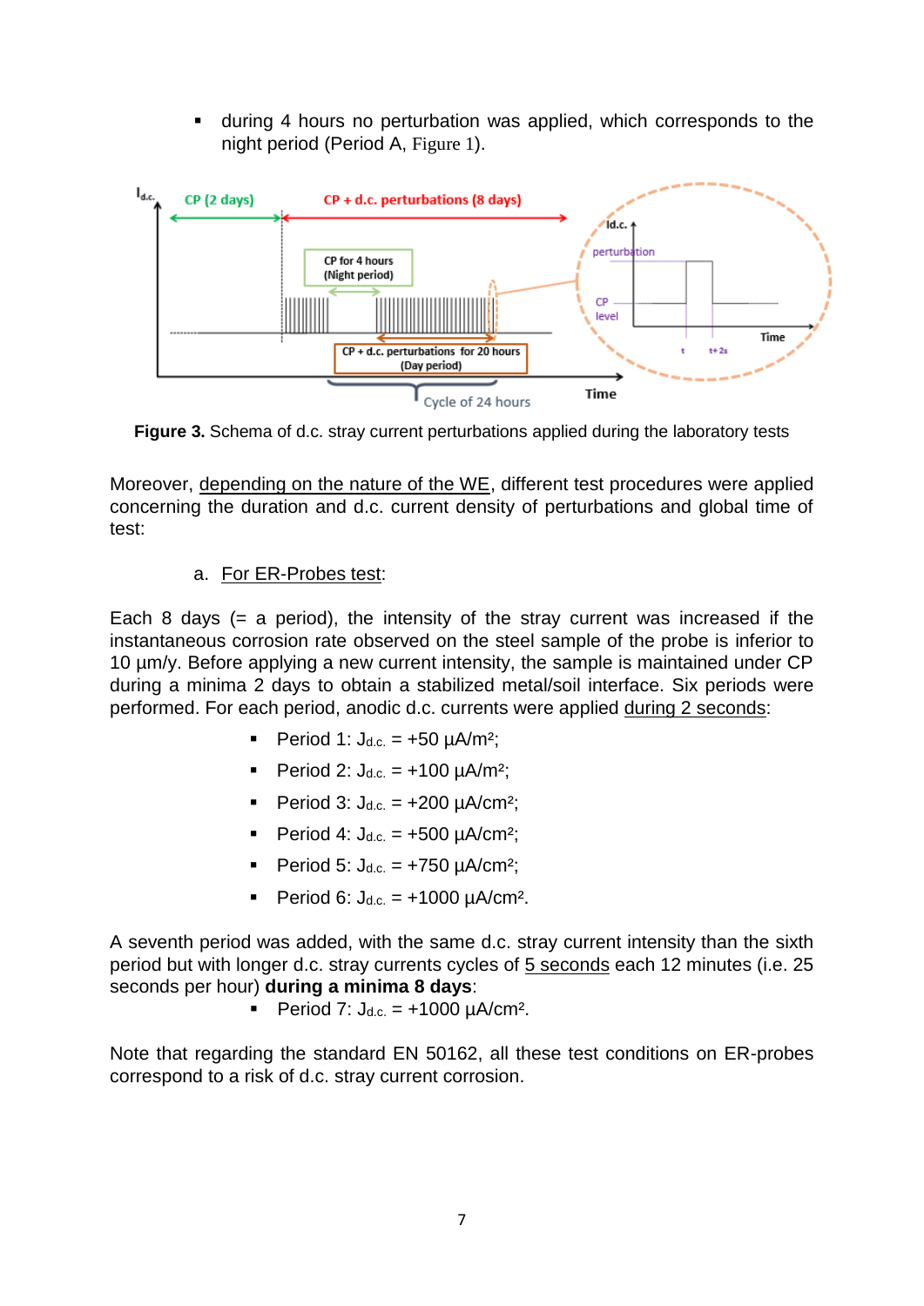- during 4 hours no perturbation was applied, which corresponds to the night period (Period A, Figure 1).

**Figure 3.** Schema of d.c. stray current perturbations applied during the laboratory tests

Moreover, depending on the nature of the WE, different test procedures were applied concerning the duration and d.c. current density of perturbations and global time of test:

a. For ER-Probes test:

Each 8 days (= a period), the intensity of the stray current was increased if the instantaneous corrosion rate observed on the steel sample of the probe is inferior to 10 µm/y. Before applying a new current intensity, the sample is maintained under CP during a minima 2 days to obtain a stabilized metal/soil interface. Six periods were performed. For each period, anodic d.c. currents were applied during 2 seconds:

- Period 1: $J_{d.c.}$ = +50 µA/m²;
- Period 2: $J_{d.c.}$ = +100 µA/m²;
- Period 3: $J_{d.c.}$ = +200 µA/cm²;
- Period 4: $J_{d.c.}$ = +500 µA/cm²;
- Period 5: $J_{d.c.}$ = +750 µA/cm²;
- Period 6: $J_{d.c.}$ = +1000 µA/cm².

A seventh period was added, with the same d.c. stray current intensity than the sixth period but with longer d.c. stray currents cycles of 5 seconds each 12 minutes (i.e. 25 seconds per hour) **during a minima 8 days**:

- Period 7: $J_{d.c.}$ = +1000 µA/cm².

Note that regarding the standard EN 50162, all these test conditions on ER-probes correspond to a risk of d.c. stray current corrosion.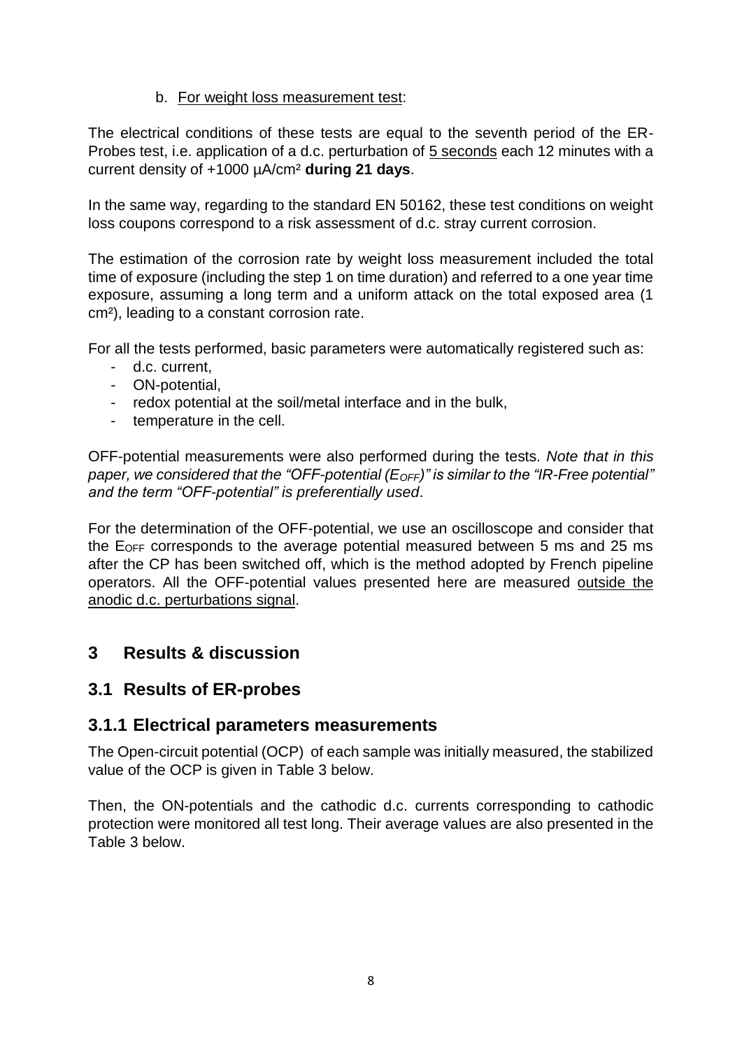b. For weight loss measurement test:

The electrical conditions of these tests are equal to the seventh period of the ER-Probes test, i.e. application of a d.c. perturbation of 5 seconds each 12 minutes with a current density of +1000 µA/cm² **during 21 days**.

In the same way, regarding to the standard EN 50162, these test conditions on weight loss coupons correspond to a risk assessment of d.c. stray current corrosion.

The estimation of the corrosion rate by weight loss measurement included the total time of exposure (including the step 1 on time duration) and referred to a one year time exposure, assuming a long term and a uniform attack on the total exposed area (1 cm²), leading to a constant corrosion rate.

For all the tests performed, basic parameters were automatically registered such as:

- d.c. current,
- ON-potential,
- redox potential at the soil/metal interface and in the bulk,
- temperature in the cell.

OFF-potential measurements were also performed during the tests. *Note that in this paper, we considered that the "OFF-potential ($E_{OFF}$)" is similar to the "IR-Free potential" and the term "OFF-potential" is preferentially used*.

For the determination of the OFF-potential, we use an oscilloscope and consider that the $E_{OFF}$ corresponds to the average potential measured between 5 ms and 25 ms after the CP has been switched off, which is the method adopted by French pipeline operators. All the OFF-potential values presented here are measured outside the anodic d.c. perturbations signal.

# 3 Results & discussion

## 3.1 Results of ER-probes

### 3.1.1 Electrical parameters measurements

The Open-circuit potential (OCP) of each sample was initially measured, the stabilized value of the OCP is given in Table 3 below.

Then, the ON-potentials and the cathodic d.c. currents corresponding to cathodic protection were monitored all test long. Their average values are also presented in the Table 3 below.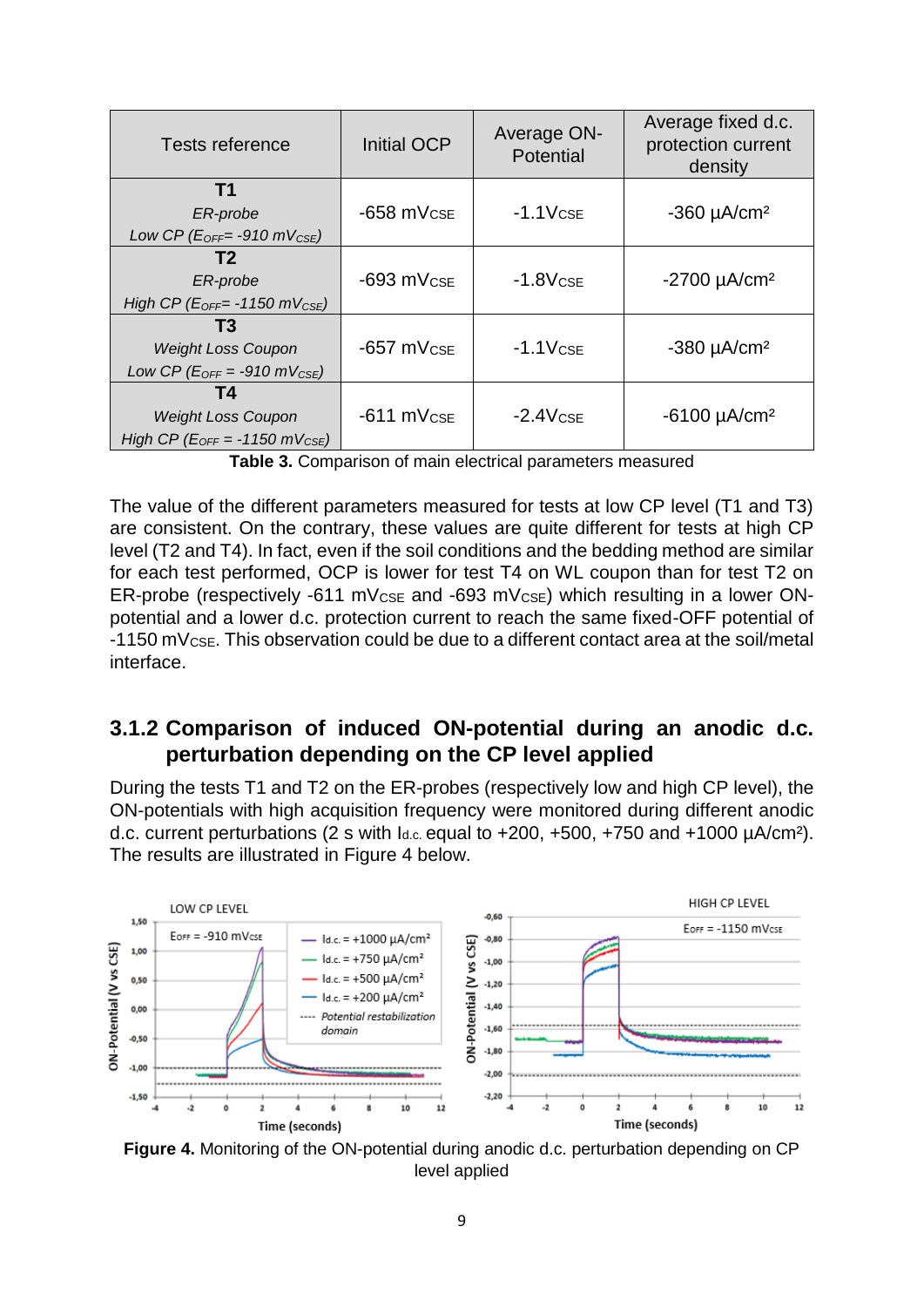| Tests reference | Initial OCP | Average ON-Potential | Average fixed d.c. protection current density |
|---|---|---|---|
| **T1**<br>*ER-probe*<br>*Low CP ($E_{OFF}$= -910 $mV_{CSE}$)* | -658 $mV_{CSE}$ | -1.1$V_{CSE}$ | -360 µA/cm² |
| **T2**<br>*ER-probe*<br>*High CP ($E_{OFF}$= -1150 $mV_{CSE}$)* | -693 $mV_{CSE}$ | -1.8$V_{CSE}$ | -2700 µA/cm² |
| **T3**<br>*Weight Loss Coupon*<br>*Low CP ($E_{OFF}$ = -910 $mV_{CSE}$)* | -657 $mV_{CSE}$ | -1.1$V_{CSE}$ | -380 µA/cm² |
| **T4**<br>*Weight Loss Coupon*<br>*High CP ($E_{OFF}$ = -1150 $mV_{CSE}$)* | -611 $mV_{CSE}$ | -2.4$V_{CSE}$ | -6100 µA/cm² |

**Table 3.** Comparison of main electrical parameters measured

The value of the different parameters measured for tests at low CP level (T1 and T3) are consistent. On the contrary, these values are quite different for tests at high CP level (T2 and T4). In fact, even if the soil conditions and the bedding method are similar for each test performed, OCP is lower for test T4 on WL coupon than for test T2 on ER-probe (respectively -611 $mV_{CSE}$ and -693 $mV_{CSE}$) which resulting in a lower ON-potential and a lower d.c. protection current to reach the same fixed-OFF potential of -1150 $mV_{CSE}$. This observation could be due to a different contact area at the soil/metal interface.

### 3.1.2 Comparison of induced ON-potential during an anodic d.c. perturbation depending on the CP level applied

During the tests T1 and T2 on the ER-probes (respectively low and high CP level), the ON-potentials with high acquisition frequency were monitored during different anodic d.c. current perturbations (2 s with $I_{d.c.}$ equal to +200, +500, +750 and +1000 µA/cm²). The results are illustrated in Figure 4 below.

**Figure 4.** Monitoring of the ON-potential during anodic d.c. perturbation depending on CP level applied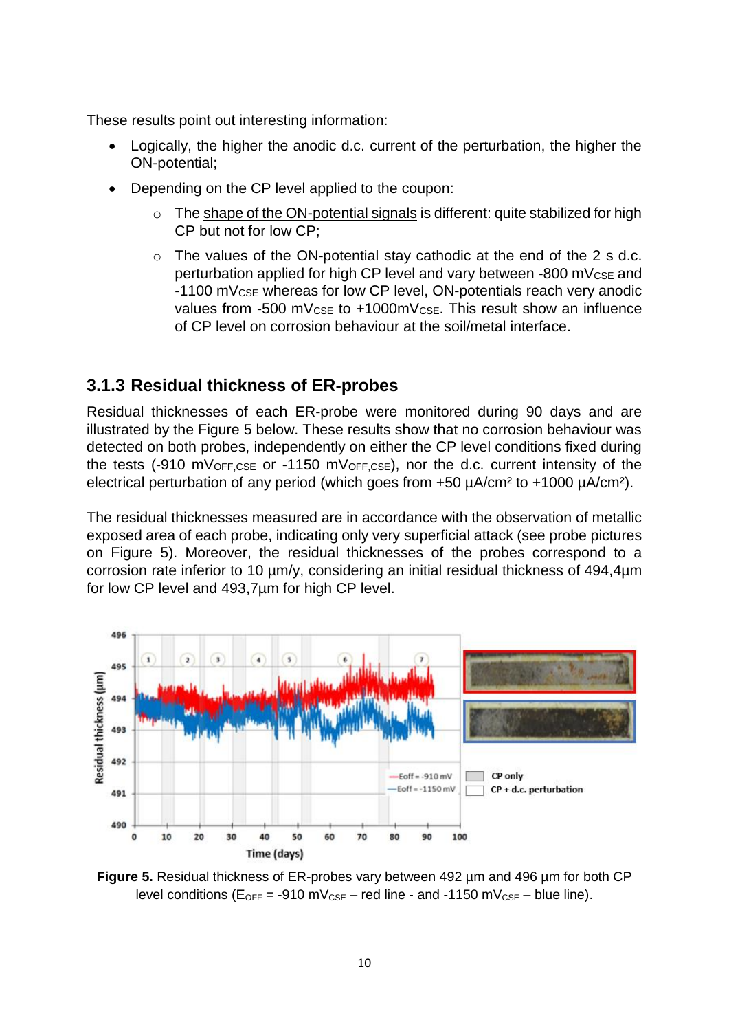These results point out interesting information:

- Logically, the higher the anodic d.c. current of the perturbation, the higher the ON-potential;
- Depending on the CP level applied to the coupon:
  - The shape of the ON-potential signals is different: quite stabilized for high CP but not for low CP;
  - The values of the ON-potential stay cathodic at the end of the 2 s d.c. perturbation applied for high CP level and vary between -800 $mV_{CSE}$ and -1100 $mV_{CSE}$ whereas for low CP level, ON-potentials reach very anodic values from -500 $mV_{CSE}$ to +1000$mV_{CSE}$. This result show an influence of CP level on corrosion behaviour at the soil/metal interface.

### 3.1.3 Residual thickness of ER-probes

Residual thicknesses of each ER-probe were monitored during 90 days and are illustrated by the Figure 5 below. These results show that no corrosion behaviour was detected on both probes, independently on either the CP level conditions fixed during the tests (-910 $mV_{OFF,CSE}$ or -1150 $mV_{OFF,CSE}$), nor the d.c. current intensity of the electrical perturbation of any period (which goes from +50 µA/cm² to +1000 µA/cm²).

The residual thicknesses measured are in accordance with the observation of metallic exposed area of each probe, indicating only very superficial attack (see probe pictures on Figure 5). Moreover, the residual thicknesses of the probes correspond to a corrosion rate inferior to 10 µm/y, considering an initial residual thickness of 494,4µm for low CP level and 493,7µm for high CP level.

**Figure 5.** Residual thickness of ER-probes vary between 492 µm and 496 µm for both CP level conditions ($E_{OFF}$ = -910 $mV_{CSE}$ – red line - and -1150 $mV_{CSE}$ – blue line).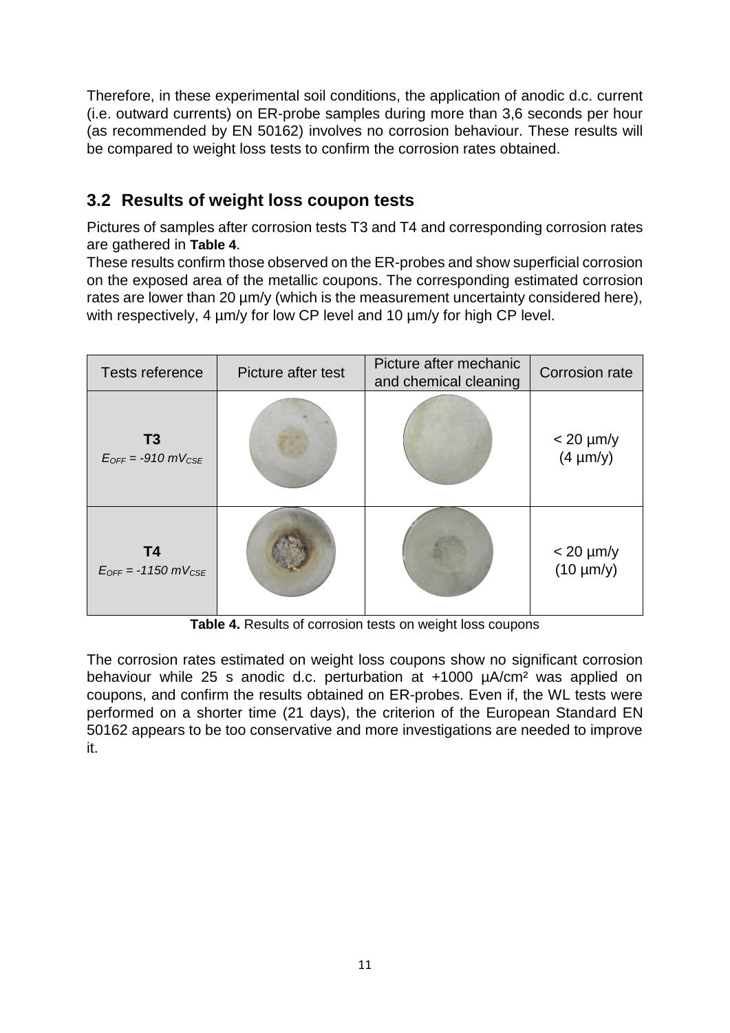Therefore, in these experimental soil conditions, the application of anodic d.c. current (i.e. outward currents) on ER-probe samples during more than 3,6 seconds per hour (as recommended by EN 50162) involves no corrosion behaviour. These results will be compared to weight loss tests to confirm the corrosion rates obtained.

## 3.2 Results of weight loss coupon tests

Pictures of samples after corrosion tests T3 and T4 and corresponding corrosion rates are gathered in **Table 4**.

These results confirm those observed on the ER-probes and show superficial corrosion on the exposed area of the metallic coupons. The corresponding estimated corrosion rates are lower than 20 µm/y (which is the measurement uncertainty considered here), with respectively, 4 µm/y for low CP level and 10 µm/y for high CP level.

| Tests reference | Picture after test | Picture after mechanic and chemical cleaning | Corrosion rate |
|---|---|---|---|
| **T3** $E_{OFF}$ = -910 $mV_{CSE}$ | | | < 20 µm/y (4 µm/y) |
| **T4** $E_{OFF}$ = -1150 $mV_{CSE}$ | | | < 20 µm/y (10 µm/y) |

**Table 4.** Results of corrosion tests on weight loss coupons

The corrosion rates estimated on weight loss coupons show no significant corrosion behaviour while 25 s anodic d.c. perturbation at +1000 µA/cm² was applied on coupons, and confirm the results obtained on ER-probes. Even if, the WL tests were performed on a shorter time (21 days), the criterion of the European Standard EN 50162 appears to be too conservative and more investigations are needed to improve it.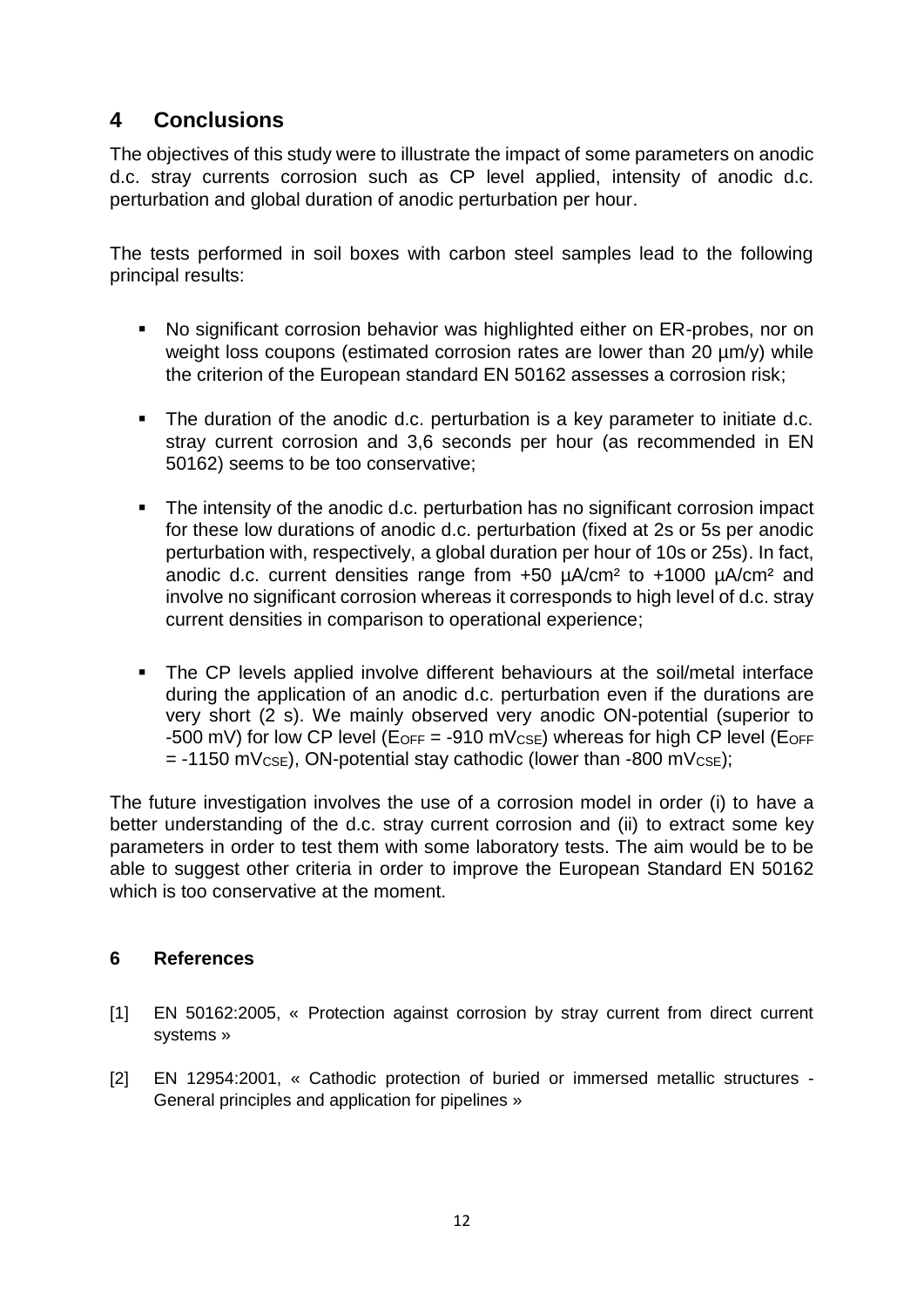## 4 Conclusions

The objectives of this study were to illustrate the impact of some parameters on anodic d.c. stray currents corrosion such as CP level applied, intensity of anodic d.c. perturbation and global duration of anodic perturbation per hour.

The tests performed in soil boxes with carbon steel samples lead to the following principal results:

- No significant corrosion behavior was highlighted either on ER-probes, nor on weight loss coupons (estimated corrosion rates are lower than 20 µm/y) while the criterion of the European standard EN 50162 assesses a corrosion risk;
- The duration of the anodic d.c. perturbation is a key parameter to initiate d.c. stray current corrosion and 3,6 seconds per hour (as recommended in EN 50162) seems to be too conservative;
- The intensity of the anodic d.c. perturbation has no significant corrosion impact for these low durations of anodic d.c. perturbation (fixed at 2s or 5s per anodic perturbation with, respectively, a global duration per hour of 10s or 25s). In fact, anodic d.c. current densities range from +50 µA/cm² to +1000 µA/cm² and involve no significant corrosion whereas it corresponds to high level of d.c. stray current densities in comparison to operational experience;
- The CP levels applied involve different behaviours at the soil/metal interface during the application of an anodic d.c. perturbation even if the durations are very short (2 s). We mainly observed very anodic ON-potential (superior to -500 mV) for low CP level ($E_{OFF}$ = -910 $mV_{CSE}$) whereas for high CP level ($E_{OFF}$ = -1150 $mV_{CSE}$), ON-potential stay cathodic (lower than -800 $mV_{CSE}$);

The future investigation involves the use of a corrosion model in order (i) to have a better understanding of the d.c. stray current corrosion and (ii) to extract some key parameters in order to test them with some laboratory tests. The aim would be to be able to suggest other criteria in order to improve the European Standard EN 50162 which is too conservative at the moment.

### 6 References

[1] EN 50162:2005, « Protection against corrosion by stray current from direct current systems »

[2] EN 12954:2001, « Cathodic protection of buried or immersed metallic structures - General principles and application for pipelines »